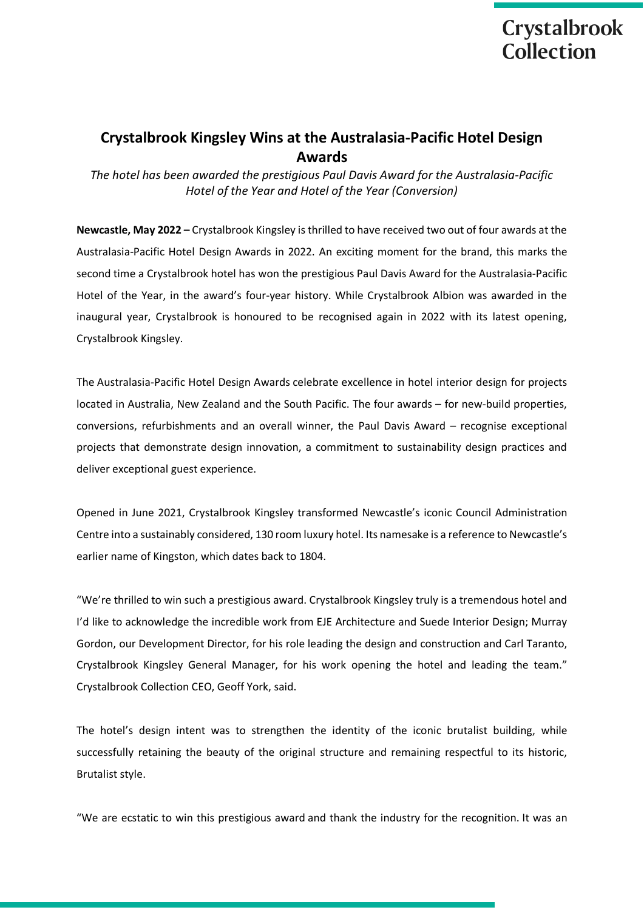Crystalbrook Collection

# Crystalbrook Kingsley Wins at the Australasia-Pacific Hotel Design Awards

*The hotel has been awarded the prestigious Paul Davis Award for the Australasia-Pacific Hotel of the Year and Hotel of the Year (Conversion)*

**Newcastle, May 2022 –** Crystalbrook Kingsley is thrilled to have received two out of four awards at the Australasia-Pacific Hotel Design Awards in 2022. An exciting moment for the brand, this marks the second time a Crystalbrook hotel has won the prestigious Paul Davis Award for the Australasia-Pacific Hotel of the Year, in the award's four-year history. While Crystalbrook Albion was awarded in the inaugural year, Crystalbrook is honoured to be recognised again in 2022 with its latest opening, Crystalbrook Kingsley.

The Australasia-Pacific Hotel Design Awards celebrate excellence in hotel interior design for projects located in Australia, New Zealand and the South Pacific. The four awards – for new-build properties, conversions, refurbishments and an overall winner, the Paul Davis Award – recognise exceptional projects that demonstrate design innovation, a commitment to sustainability design practices and deliver exceptional guest experience.

Opened in June 2021, Crystalbrook Kingsley transformed Newcastle's iconic Council Administration Centre into a sustainably considered, 130 room luxury hotel. Its namesake is a reference to Newcastle's earlier name of Kingston, which dates back to 1804.

"We're thrilled to win such a prestigious award. Crystalbrook Kingsley truly is a tremendous hotel and I'd like to acknowledge the incredible work from EJE Architecture and Suede Interior Design; Murray Gordon, our Development Director, for his role leading the design and construction and Carl Taranto, Crystalbrook Kingsley General Manager, for his work opening the hotel and leading the team." Crystalbrook Collection CEO, Geoff York, said.

The hotel's design intent was to strengthen the identity of the iconic brutalist building, while successfully retaining the beauty of the original structure and remaining respectful to its historic, Brutalist style.

"We are ecstatic to win this prestigious award and thank the industry for the recognition. It was an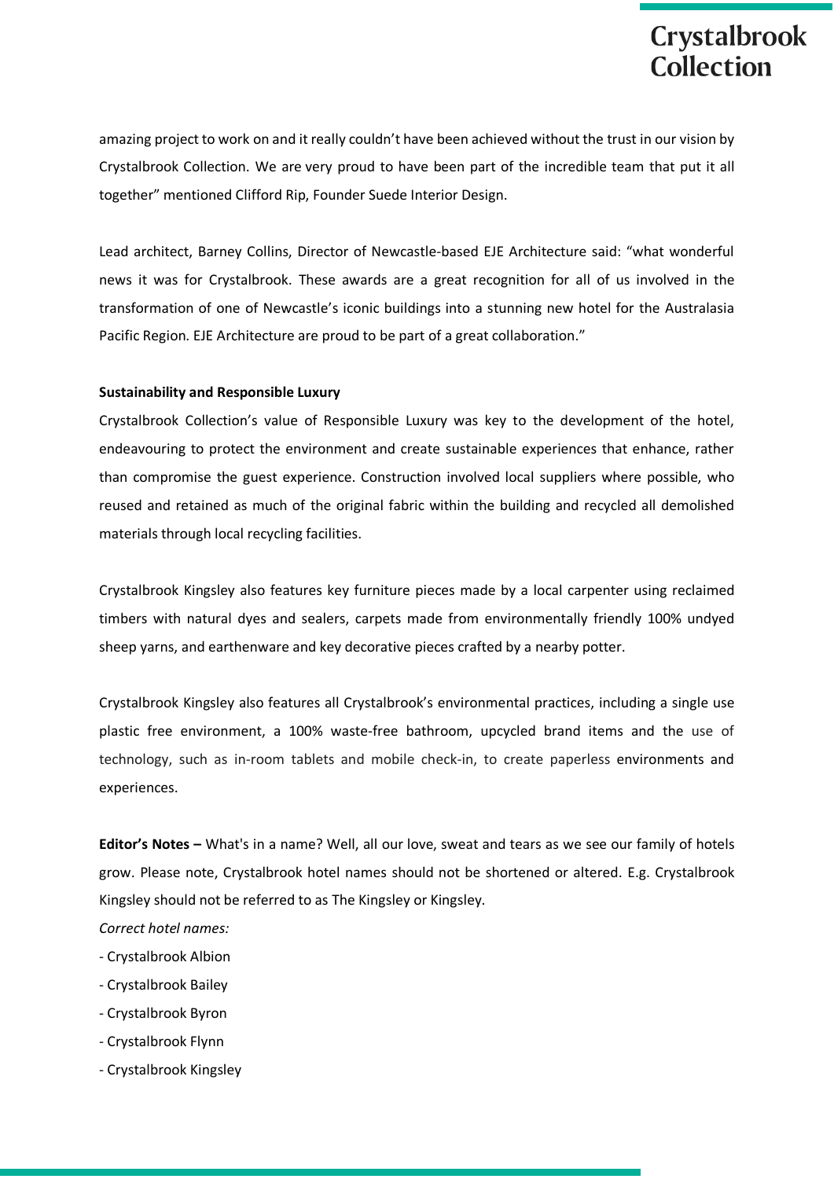amazing project to work on and it really couldn't have been achieved without the trust in our vision by Crystalbrook Collection. We are very proud to have been part of the incredible team that put it all together" mentioned Clifford Rip, Founder Suede Interior Design.

Lead architect, Barney Collins, Director of Newcastle-based EJE Architecture said: "what wonderful news it was for Crystalbrook. These awards are a great recognition for all of us involved in the transformation of one of Newcastle's iconic buildings into a stunning new hotel for the Australasia Pacific Region. EJE Architecture are proud to be part of a great collaboration."

**Sustainability and Responsible Luxury**

Crystalbrook Collection's value of Responsible Luxury was key to the development of the hotel, endeavouring to protect the environment and create sustainable experiences that enhance, rather than compromise the guest experience. Construction involved local suppliers where possible, who reused and retained as much of the original fabric within the building and recycled all demolished materials through local recycling facilities.

Crystalbrook Kingsley also features key furniture pieces made by a local carpenter using reclaimed timbers with natural dyes and sealers, carpets made from environmentally friendly 100% undyed sheep yarns, and earthenware and key decorative pieces crafted by a nearby potter.

Crystalbrook Kingsley also features all Crystalbrook's environmental practices, including a single use plastic free environment, a 100% waste-free bathroom, upcycled brand items and the use of technology, such as in-room tablets and mobile check-in, to create paperless environments and experiences.

**Editor's Notes –** What's in a name? Well, all our love, sweat and tears as we see our family of hotels grow. Please note, Crystalbrook hotel names should not be shortened or altered. E.g. Crystalbrook Kingsley should not be referred to as The Kingsley or Kingsley.

*Correct hotel names:*

- Crystalbrook Albion
- Crystalbrook Bailey
- Crystalbrook Byron
- Crystalbrook Flynn
- Crystalbrook Kingsley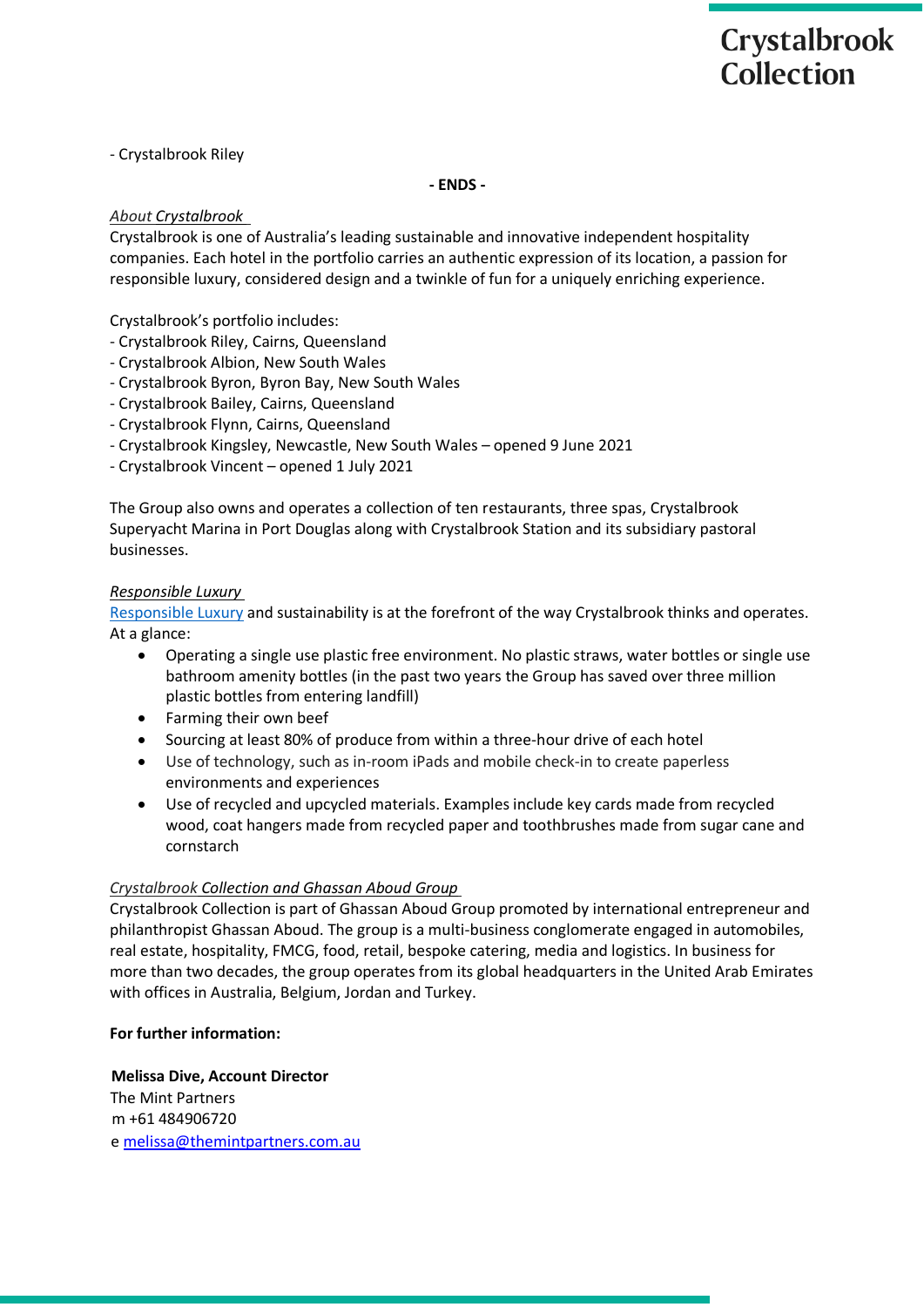- Crystalbrook Riley

**- ENDS -**

*About Crystalbrook*

Crystalbrook is one of Australia's leading sustainable and innovative independent hospitality companies. Each hotel in the portfolio carries an authentic expression of its location, a passion for responsible luxury, considered design and a twinkle of fun for a uniquely enriching experience.

Crystalbrook's portfolio includes:
- Crystalbrook Riley, Cairns, Queensland
- Crystalbrook Albion, New South Wales
- Crystalbrook Byron, Byron Bay, New South Wales
- Crystalbrook Bailey, Cairns, Queensland
- Crystalbrook Flynn, Cairns, Queensland
- Crystalbrook Kingsley, Newcastle, New South Wales – opened 9 June 2021
- Crystalbrook Vincent – opened 1 July 2021

The Group also owns and operates a collection of ten restaurants, three spas, Crystalbrook Superyacht Marina in Port Douglas along with Crystalbrook Station and its subsidiary pastoral businesses.

*Responsible Luxury*

Responsible Luxury and sustainability is at the forefront of the way Crystalbrook thinks and operates. At a glance:

- Operating a single use plastic free environment. No plastic straws, water bottles or single use bathroom amenity bottles (in the past two years the Group has saved over three million plastic bottles from entering landfill)
- Farming their own beef
- Sourcing at least 80% of produce from within a three-hour drive of each hotel
- Use of technology, such as in-room iPads and mobile check-in to create paperless environments and experiences
- Use of recycled and upcycled materials. Examples include key cards made from recycled wood, coat hangers made from recycled paper and toothbrushes made from sugar cane and cornstarch

*Crystalbrook Collection and Ghassan Aboud Group*

Crystalbrook Collection is part of Ghassan Aboud Group promoted by international entrepreneur and philanthropist Ghassan Aboud. The group is a multi-business conglomerate engaged in automobiles, real estate, hospitality, FMCG, food, retail, bespoke catering, media and logistics. In business for more than two decades, the group operates from its global headquarters in the United Arab Emirates with offices in Australia, Belgium, Jordan and Turkey.

**For further information:**

**Melissa Dive, Account Director**
The Mint Partners
m +61 484906720
e melissa@themintpartners.com.au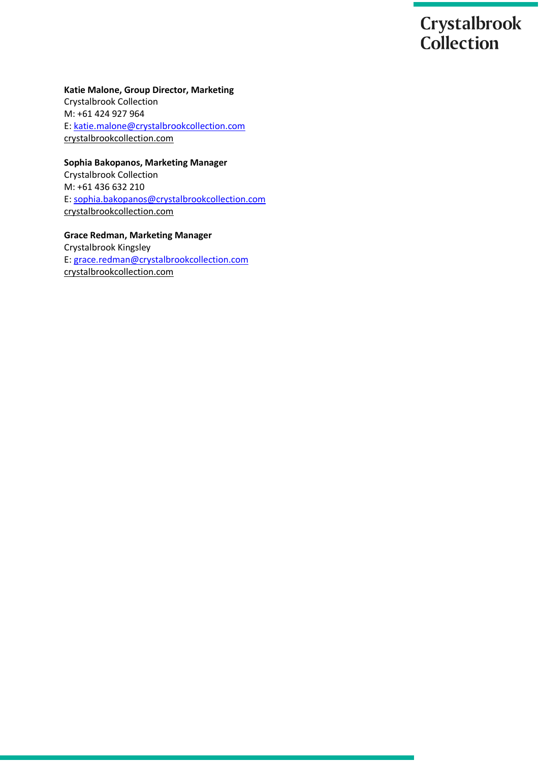**Katie Malone, Group Director, Marketing**
Crystalbrook Collection
M: +61 424 927 964
E: katie.malone@crystalbrookcollection.com
crystalbrookcollection.com

**Sophia Bakopanos, Marketing Manager**
Crystalbrook Collection
M: +61 436 632 210
E: sophia.bakopanos@crystalbrookcollection.com
crystalbrookcollection.com

**Grace Redman, Marketing Manager**
Crystalbrook Kingsley
E: grace.redman@crystalbrookcollection.com
crystalbrookcollection.com